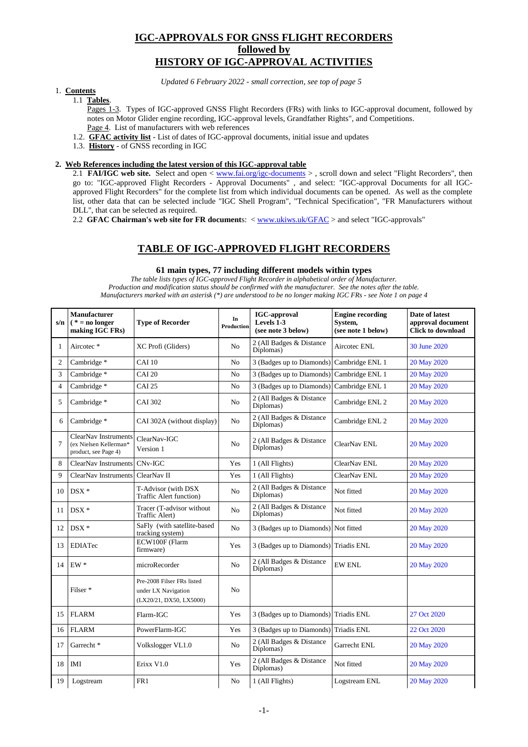# IGC-APPROVALS FOR GNSS FLIGHT RECORDERS
# followed by
# HISTORY OF IGC-APPROVAL ACTIVITIES

*Updated 6 February 2022 - small correction, see top of page 5*

1. **Contents**
   1.1 **Tables**.
   Pages 1-3. Types of IGC-approved GNSS Flight Recorders (FRs) with links to IGC-approval document, followed by notes on Motor Glider engine recording, IGC-approval levels, Grandfather Rights", and Competitions.
   Page 4. List of manufacturers with web references
   1.2. **GFAC activity list** - List of dates of IGC-approval documents, initial issue and updates
   1.3. **History** - of GNSS recording in IGC

**2. Web References including the latest version of this IGC-approval table**

2.1 **FAI/IGC web site.** Select and open < www.fai.org/igc-documents > , scroll down and select "Flight Recorders", then go to: "IGC-approved Flight Recorders - Approval Documents" , and select: "IGC-approval Documents for all IGC-approved Flight Recorders" for the complete list from which individual documents can be opened. As well as the complete list, other data that can be selected include "IGC Shell Program", "Technical Specification", "FR Manufacturers without DLL", that can be selected as required.

2.2 **GFAC Chairman's web site for FR documents**: < www.ukiws.uk/GFAC > and select "IGC-approvals"

## TABLE OF IGC-APPROVED FLIGHT RECORDERS

### 61 main types, 77 including different models within types

*The table lists types of IGC-approved Flight Recorder in alphabetical order of Manufacturer.*
*Production and modification status should be confirmed with the manufacturer. See the notes after the table.*
*Manufacturers marked with an asterisk (*) are understood to be no longer making IGC FRs - see Note 1 on page 4*

| s/n | Manufacturer ( * = no longer making IGC FRs) | Type of Recorder | In Production | IGC-approval Levels 1-3 (see note 3 below) | Engine recording System, (see note 1 below) | Date of latest approval document Click to download |
|---|---|---|---|---|---|---|
| 1 | Aircotec * | XC Profi (Gliders) | No | 2 (All Badges & Distance Diplomas) | Aircotec ENL | 30 June 2020 |
| 2 | Cambridge * | CAI 10 | No | 3 (Badges up to Diamonds) | Cambridge ENL 1 | 20 May 2020 |
| 3 | Cambridge * | CAI 20 | No | 3 (Badges up to Diamonds) | Cambridge ENL 1 | 20 May 2020 |
| 4 | Cambridge * | CAI 25 | No | 3 (Badges up to Diamonds) | Cambridge ENL 1 | 20 May 2020 |
| 5 | Cambridge * | CAI 302 | No | 2 (All Badges & Distance Diplomas) | Cambridge ENL 2 | 20 May 2020 |
| 6 | Cambridge * | CAI 302A (without display) | No | 2 (All Badges & Distance Diplomas) | Cambridge ENL 2 | 20 May 2020 |
| 7 | ClearNav Instruments (ex Nielsen Kellerman* product, see Page 4) | ClearNav-IGC Version 1 | No | 2 (All Badges & Distance Diplomas) | ClearNav ENL | 20 May 2020 |
| 8 | ClearNav Instruments | CNv-IGC | Yes | 1 (All Flights) | ClearNav ENL | 20 May 2020 |
| 9 | ClearNav Instruments | ClearNav II | Yes | 1 (All Flights) | ClearNav ENL | 20 May 2020 |
| 10 | DSX * | T-Advisor (with DSX Traffic Alert function) | No | 2 (All Badges & Distance Diplomas) | Not fitted | 20 May 2020 |
| 11 | DSX * | Tracer (T-advisor without Traffic Alert) | No | 2 (All Badges & Distance Diplomas) | Not fitted | 20 May 2020 |
| 12 | DSX * | SaFly (with satellite-based tracking system) | No | 3 (Badges up to Diamonds) | Not fitted | 20 May 2020 |
| 13 | EDIATec | ECW100F (Flarm firmware) | Yes | 3 (Badges up to Diamonds) | Triadis ENL | 20 May 2020 |
| 14 | EW * | microRecorder | No | 2 (All Badges & Distance Diplomas) | EW ENL | 20 May 2020 |
| | Filser * | Pre-2008 Filser FRs listed under LX Navigation (LX20/21, DX50, LX5000) | No | | | |
| 15 | FLARM | Flarm-IGC | Yes | 3 (Badges up to Diamonds) | Triadis ENL | 27 Oct 2020 |
| 16 | FLARM | PowerFlarm-IGC | Yes | 3 (Badges up to Diamonds) | Triadis ENL | 22 Oct 2020 |
| 17 | Garrecht * | Volkslogger VL1.0 | No | 2 (All Badges & Distance Diplomas) | Garrecht ENL | 20 May 2020 |
| 18 | IMI | Erixx V1.0 | Yes | 2 (All Badges & Distance Diplomas) | Not fitted | 20 May 2020 |
| 19 | Logstream | FR1 | No | 1 (All Flights) | Logstream ENL | 20 May 2020 |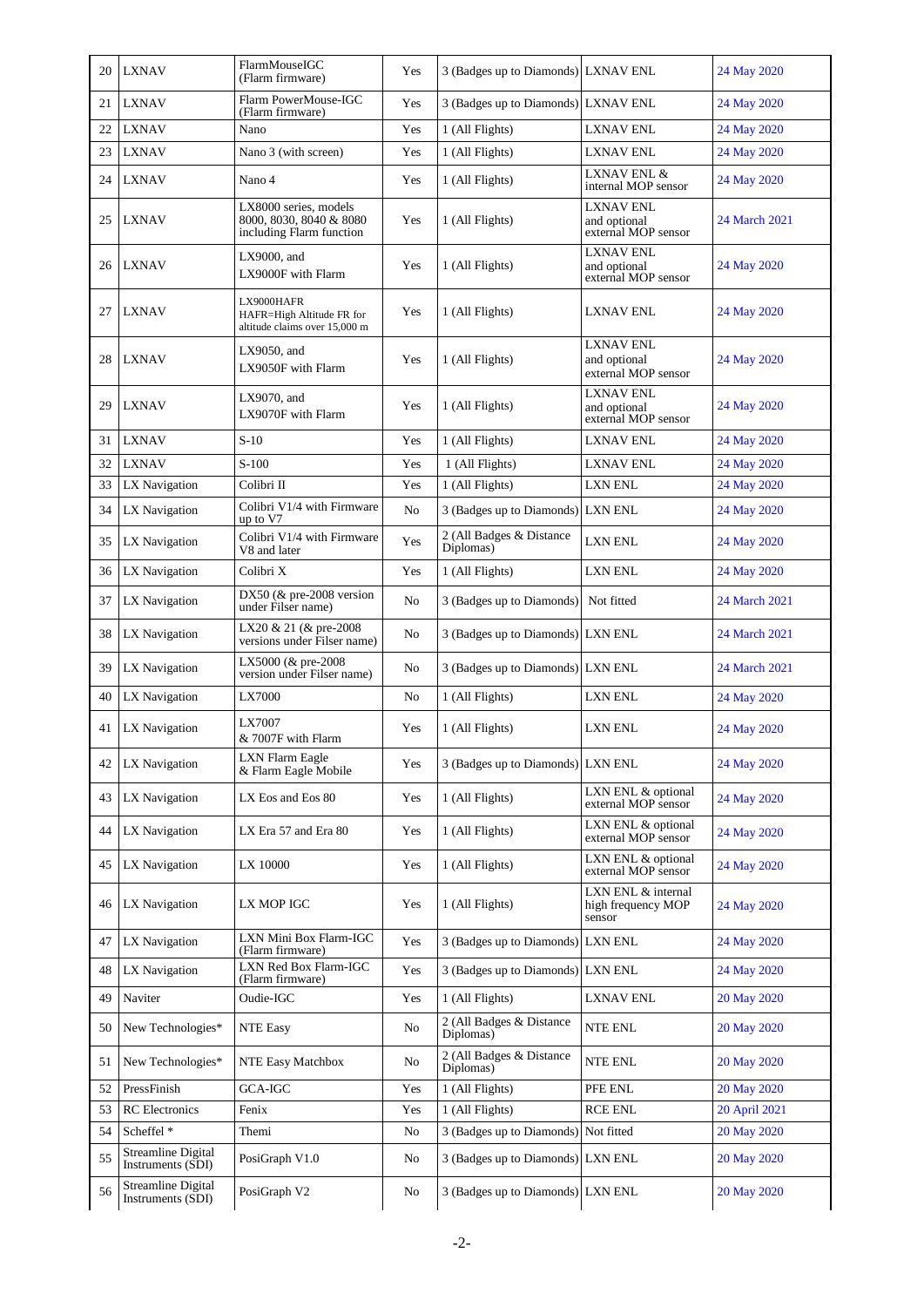| 20 | LXNAV | FlarmMouseIGC (Flarm firmware) | Yes | 3 (Badges up to Diamonds) | LXNAV ENL | 24 May 2020 |
|---|---|---|---|---|---|---|
| 21 | LXNAV | Flarm PowerMouse-IGC (Flarm firmware) | Yes | 3 (Badges up to Diamonds) | LXNAV ENL | 24 May 2020 |
| 22 | LXNAV | Nano | Yes | 1 (All Flights) | LXNAV ENL | 24 May 2020 |
| 23 | LXNAV | Nano 3 (with screen) | Yes | 1 (All Flights) | LXNAV ENL | 24 May 2020 |
| 24 | LXNAV | Nano 4 | Yes | 1 (All Flights) | LXNAV ENL & internal MOP sensor | 24 May 2020 |
| 25 | LXNAV | LX8000 series, models 8000, 8030, 8040 & 8080 including Flarm function | Yes | 1 (All Flights) | LXNAV ENL and optional external MOP sensor | 24 March 2021 |
| 26 | LXNAV | LX9000, and LX9000F with Flarm | Yes | 1 (All Flights) | LXNAV ENL and optional external MOP sensor | 24 May 2020 |
| 27 | LXNAV | LX9000HAFR HAFR=High Altitude FR for altitude claims over 15,000 m | Yes | 1 (All Flights) | LXNAV ENL | 24 May 2020 |
| 28 | LXNAV | LX9050, and LX9050F with Flarm | Yes | 1 (All Flights) | LXNAV ENL and optional external MOP sensor | 24 May 2020 |
| 29 | LXNAV | LX9070, and LX9070F with Flarm | Yes | 1 (All Flights) | LXNAV ENL and optional external MOP sensor | 24 May 2020 |
| 31 | LXNAV | S-10 | Yes | 1 (All Flights) | LXNAV ENL | 24 May 2020 |
| 32 | LXNAV | S-100 | Yes | 1 (All Flights) | LXNAV ENL | 24 May 2020 |
| 33 | LX Navigation | Colibri II | Yes | 1 (All Flights) | LXN ENL | 24 May 2020 |
| 34 | LX Navigation | Colibri V1/4 with Firmware up to V7 | No | 3 (Badges up to Diamonds) | LXN ENL | 24 May 2020 |
| 35 | LX Navigation | Colibri V1/4 with Firmware V8 and later | Yes | 2 (All Badges & Distance Diplomas) | LXN ENL | 24 May 2020 |
| 36 | LX Navigation | Colibri X | Yes | 1 (All Flights) | LXN ENL | 24 May 2020 |
| 37 | LX Navigation | DX50 (& pre-2008 version under Filser name) | No | 3 (Badges up to Diamonds) | Not fitted | 24 March 2021 |
| 38 | LX Navigation | LX20 & 21 (& pre-2008 versions under Filser name) | No | 3 (Badges up to Diamonds) | LXN ENL | 24 March 2021 |
| 39 | LX Navigation | LX5000 (& pre-2008 version under Filser name) | No | 3 (Badges up to Diamonds) | LXN ENL | 24 March 2021 |
| 40 | LX Navigation | LX7000 | No | 1 (All Flights) | LXN ENL | 24 May 2020 |
| 41 | LX Navigation | LX7007 & 7007F with Flarm | Yes | 1 (All Flights) | LXN ENL | 24 May 2020 |
| 42 | LX Navigation | LXN Flarm Eagle & Flarm Eagle Mobile | Yes | 3 (Badges up to Diamonds) | LXN ENL | 24 May 2020 |
| 43 | LX Navigation | LX Eos and Eos 80 | Yes | 1 (All Flights) | LXN ENL & optional external MOP sensor | 24 May 2020 |
| 44 | LX Navigation | LX Era 57 and Era 80 | Yes | 1 (All Flights) | LXN ENL & optional external MOP sensor | 24 May 2020 |
| 45 | LX Navigation | LX 10000 | Yes | 1 (All Flights) | LXN ENL & optional external MOP sensor | 24 May 2020 |
| 46 | LX Navigation | LX MOP IGC | Yes | 1 (All Flights) | LXN ENL & internal high frequency MOP sensor | 24 May 2020 |
| 47 | LX Navigation | LXN Mini Box Flarm-IGC (Flarm firmware) | Yes | 3 (Badges up to Diamonds) | LXN ENL | 24 May 2020 |
| 48 | LX Navigation | LXN Red Box Flarm-IGC (Flarm firmware) | Yes | 3 (Badges up to Diamonds) | LXN ENL | 24 May 2020 |
| 49 | Naviter | Oudie-IGC | Yes | 1 (All Flights) | LXNAV ENL | 20 May 2020 |
| 50 | New Technologies* | NTE Easy | No | 2 (All Badges & Distance Diplomas) | NTE ENL | 20 May 2020 |
| 51 | New Technologies* | NTE Easy Matchbox | No | 2 (All Badges & Distance Diplomas) | NTE ENL | 20 May 2020 |
| 52 | PressFinish | GCA-IGC | Yes | 1 (All Flights) | PFE ENL | 20 May 2020 |
| 53 | RC Electronics | Fenix | Yes | 1 (All Flights) | RCE ENL | 20 April 2021 |
| 54 | Scheffel * | Themi | No | 3 (Badges up to Diamonds) | Not fitted | 20 May 2020 |
| 55 | Streamline Digital Instruments (SDI) | PosiGraph V1.0 | No | 3 (Badges up to Diamonds) | LXN ENL | 20 May 2020 |
| 56 | Streamline Digital Instruments (SDI) | PosiGraph V2 | No | 3 (Badges up to Diamonds) | LXN ENL | 20 May 2020 |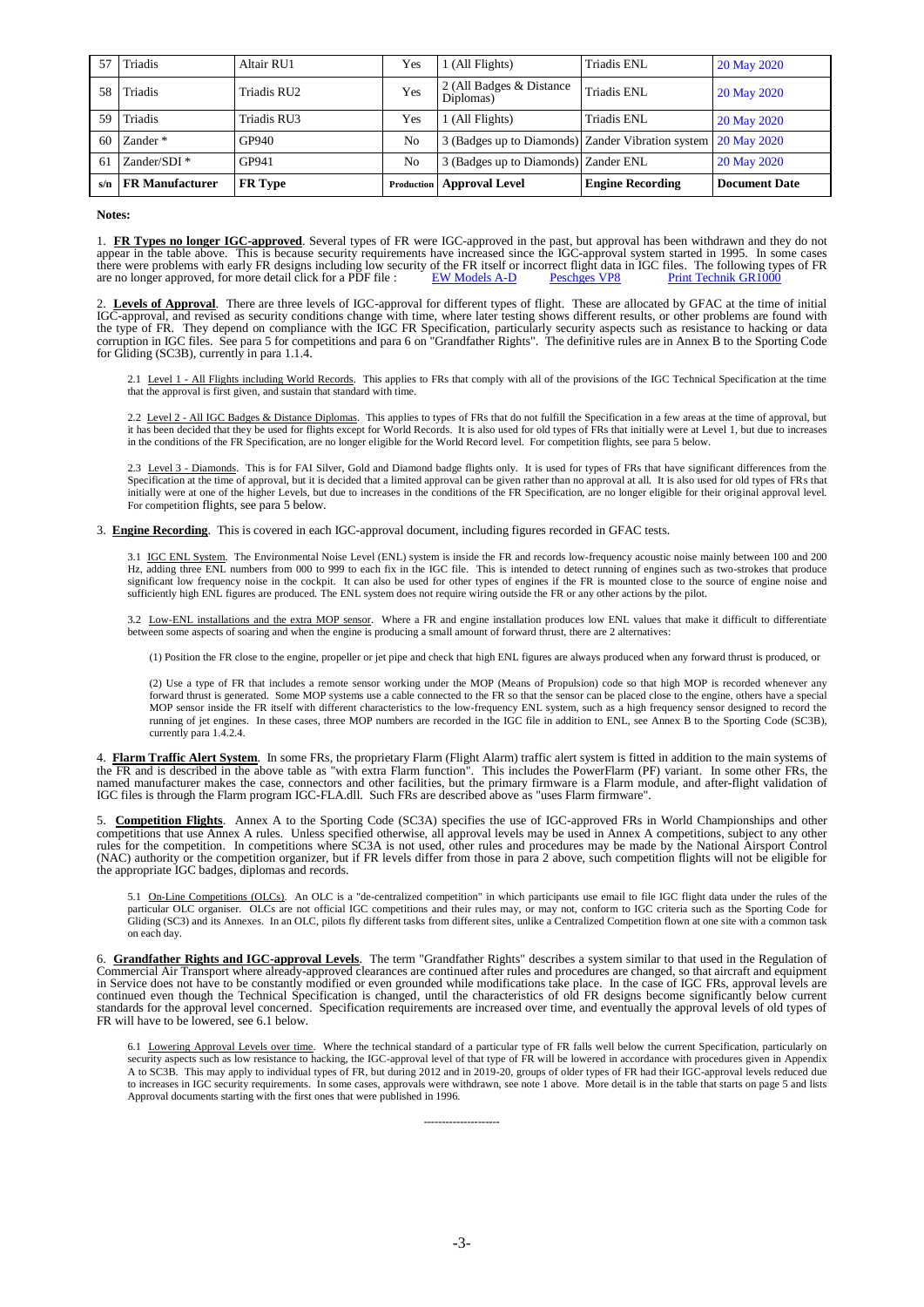| s/n | FR Manufacturer | FR Type | Production | Approval Level | Engine Recording | Document Date |
|---|---|---|---|---|---|---|
| 57 | Triadis | Altair RU1 | Yes | 1 (All Flights) | Triadis ENL | 20 May 2020 |
| 58 | Triadis | Triadis RU2 | Yes | 2 (All Badges & Distance Diplomas) | Triadis ENL | 20 May 2020 |
| 59 | Triadis | Triadis RU3 | Yes | 1 (All Flights) | Triadis ENL | 20 May 2020 |
| 60 | Zander * | GP940 | No | 3 (Badges up to Diamonds) | Zander Vibration system | 20 May 2020 |
| 61 | Zander/SDI * | GP941 | No | 3 (Badges up to Diamonds) | Zander ENL | 20 May 2020 |

**Notes:**

1. **FR Types no longer IGC-approved**. Several types of FR were IGC-approved in the past, but approval has been withdrawn and they do not appear in the table above. This is because security requirements have increased since the IGC-approval system started in 1995. In some cases there were problems with early FR designs including low security of the FR itself or incorrect flight data in IGC files. The following types of FR are no longer approved, for more detail click for a PDF file : EW Models A-D Peschges VP8 Print Technik GR1000

2. **Levels of Approval**. There are three levels of IGC-approval for different types of flight. These are allocated by GFAC at the time of initial IGC-approval, and revised as security conditions change with time, where later testing shows different results, or other problems are found with the type of FR. They depend on compliance with the IGC FR Specification, particularly security aspects such as resistance to hacking or data corruption in IGC files. See para 5 for competitions and para 6 on "Grandfather Rights". The definitive rules are in Annex B to the Sporting Code for Gliding (SC3B), currently in para 1.1.4.

2.1 Level 1 - All Flights including World Records. This applies to FRs that comply with all of the provisions of the IGC Technical Specification at the time that the approval is first given, and sustain that standard with time.

2.2 Level 2 - All IGC Badges & Distance Diplomas. This applies to types of FRs that do not fulfill the Specification in a few areas at the time of approval, but it has been decided that they be used for flights except for World Records. It is also used for old types of FRs that initially were at Level 1, but due to increases in the conditions of the FR Specification, are no longer eligible for the World Record level. For competition flights, see para 5 below.

2.3 Level 3 - Diamonds. This is for FAI Silver, Gold and Diamond badge flights only. It is used for types of FRs that have significant differences from the Specification at the time of approval, but it is decided that a limited approval can be given rather than no approval at all. It is also used for old types of FRs that initially were at one of the higher Levels, but due to increases in the conditions of the FR Specification, are no longer eligible for their original approval level. For competition flights, see para 5 below.

3. **Engine Recording**. This is covered in each IGC-approval document, including figures recorded in GFAC tests.

3.1 IGC ENL System. The Environmental Noise Level (ENL) system is inside the FR and records low-frequency acoustic noise mainly between 100 and 200 Hz, adding three ENL numbers from 000 to 999 to each fix in the IGC file. This is intended to detect running of engines such as two-strokes that produce significant low frequency noise in the cockpit. It can also be used for other types of engines if the FR is mounted close to the source of engine noise and sufficiently high ENL figures are produced. The ENL system does not require wiring outside the FR or any other actions by the pilot.

3.2 Low-ENL installations and the extra MOP sensor. Where a FR and engine installation produces low ENL values that make it difficult to differentiate between some aspects of soaring and when the engine is producing a small amount of forward thrust, there are 2 alternatives:

(1) Position the FR close to the engine, propeller or jet pipe and check that high ENL figures are always produced when any forward thrust is produced, or

(2) Use a type of FR that includes a remote sensor working under the MOP (Means of Propulsion) code so that high MOP is recorded whenever any forward thrust is generated. Some MOP systems use a cable connected to the FR so that the sensor can be placed close to the engine, others have a special MOP sensor inside the FR itself with different characteristics to the low-frequency ENL system, such as a high frequency sensor designed to record the running of jet engines. In these cases, three MOP numbers are recorded in the IGC file in addition to ENL, see Annex B to the Sporting Code (SC3B), currently para 1.4.2.4.

4. **Flarm Traffic Alert System**. In some FRs, the proprietary Flarm (Flight Alarm) traffic alert system is fitted in addition to the main systems of the FR and is described in the above table as "with extra Flarm function". This includes the PowerFlarm (PF) variant. In some other FRs, the named manufacturer makes the case, connectors and other facilities, but the primary firmware is a Flarm module, and after-flight validation of IGC files is through the Flarm program IGC-FLA.dll. Such FRs are described above as "uses Flarm firmware".

5. **Competition Flights**. Annex A to the Sporting Code (SC3A) specifies the use of IGC-approved FRs in World Championships and other competitions that use Annex A rules. Unless specified otherwise, all approval levels may be used in Annex A competitions, subject to any other rules for the competition. In competitions where SC3A is not used, other rules and procedures may be made by the National Airsport Control (NAC) authority or the competition organizer, but if FR levels differ from those in para 2 above, such competition flights will not be eligible for the appropriate IGC badges, diplomas and records.

5.1 On-Line Competitions (OLCs). An OLC is a "de-centralized competition" in which participants use email to file IGC flight data under the rules of the particular OLC organiser. OLCs are not official IGC competitions and their rules may, or may not, conform to IGC criteria such as the Sporting Code for Gliding (SC3) and its Annexes. In an OLC, pilots fly different tasks from different sites, unlike a Centralized Competition flown at one site with a common task on each day.

6. **Grandfather Rights and IGC-approval Levels**. The term "Grandfather Rights" describes a system similar to that used in the Regulation of Commercial Air Transport where already-approved clearances are continued after rules and procedures are changed, so that aircraft and equipment in Service does not have to be constantly modified or even grounded while modifications take place. In the case of IGC FRs, approval levels are continued even though the Technical Specification is changed, until the characteristics of old FR designs become significantly below current standards for the approval level concerned. Specification requirements are increased over time, and eventually the approval levels of old types of FR will have to be lowered, see 6.1 below.

6.1 Lowering Approval Levels over time. Where the technical standard of a particular type of FR falls well below the current Specification, particularly on security aspects such as low resistance to hacking, the IGC-approval level of that type of FR will be lowered in accordance with procedures given in Appendix A to SC3B. This may apply to individual types of FR, but during 2012 and in 2019-20, groups of older types of FR had their IGC-approval levels reduced due to increases in IGC security requirements. In some cases, approvals were withdrawn, see note 1 above. More detail is in the table that starts on page 5 and lists Approval documents starting with the first ones that were published in 1996.

---------------------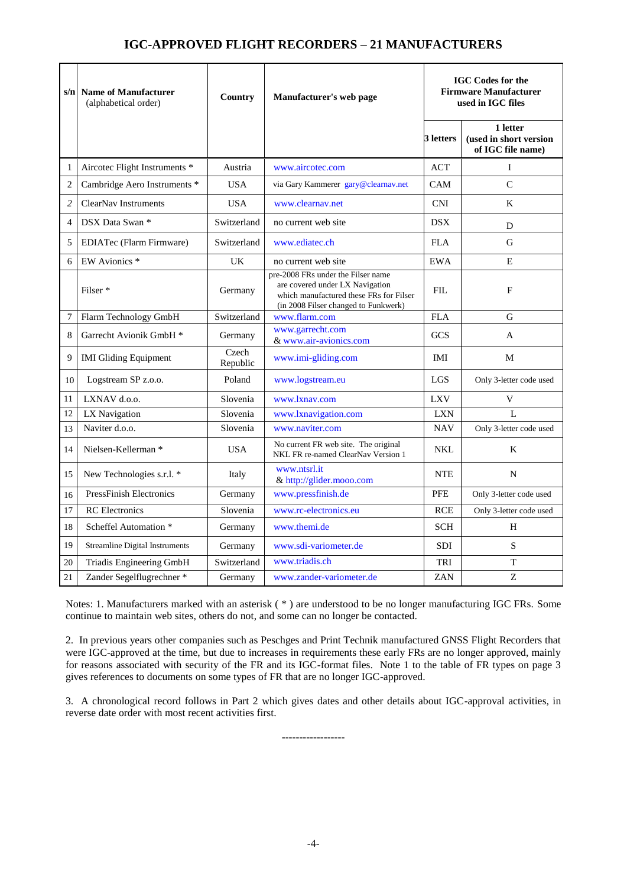## IGC-APPROVED FLIGHT RECORDERS – 21 MANUFACTURERS

| s/n | Name of Manufacturer (alphabetical order) | Country | Manufacturer's web page | IGC Codes for the Firmware Manufacturer used in IGC files | |
|---|---|---|---|---|---|
| | | | | 3 letters | 1 letter (used in short version of IGC file name) |
| 1 | Aircotec Flight Instruments * | Austria | www.aircotec.com | ACT | I |
| 2 | Cambridge Aero Instruments * | USA | via Gary Kammerer gary@clearnav.net | CAM | C |
| 2 | ClearNav Instruments | USA | www.clearnav.net | CNI | K |
| 4 | DSX Data Swan * | Switzerland | no current web site | DSX | D |
| 5 | EDIATec (Flarm Firmware) | Switzerland | www.ediatec.ch | FLA | G |
| 6 | EW Avionics * | UK | no current web site | EWA | E |
| | Filser * | Germany | pre-2008 FRs under the Filser name are covered under LX Navigation which manufactured these FRs for Filser (in 2008 Filser changed to Funkwerk) | FIL | F |
| 7 | Flarm Technology GmbH | Switzerland | www.flarm.com | FLA | G |
| 8 | Garrecht Avionik GmbH * | Germany | www.garrecht.com & www.air-avionics.com | GCS | A |
| 9 | IMI Gliding Equipment | Czech Republic | www.imi-gliding.com | IMI | M |
| 10 | Logstream SP z.o.o. | Poland | www.logstream.eu | LGS | Only 3-letter code used |
| 11 | LXNAV d.o.o. | Slovenia | www.lxnav.com | LXV | V |
| 12 | LX Navigation | Slovenia | www.lxnavigation.com | LXN | L |
| 13 | Naviter d.o.o. | Slovenia | www.naviter.com | NAV | Only 3-letter code used |
| 14 | Nielsen-Kellerman * | USA | No current FR web site. The original NKL FR re-named ClearNav Version 1 | NKL | K |
| 15 | New Technologies s.r.l. * | Italy | www.ntsrl.it & http://glider.mooo.com | NTE | N |
| 16 | PressFinish Electronics | Germany | www.pressfinish.de | PFE | Only 3-letter code used |
| 17 | RC Electronics | Slovenia | www.rc-electronics.eu | RCE | Only 3-letter code used |
| 18 | Scheffel Automation * | Germany | www.themi.de | SCH | H |
| 19 | Streamline Digital Instruments | Germany | www.sdi-variometer.de | SDI | S |
| 20 | Triadis Engineering GmbH | Switzerland | www.triadis.ch | TRI | T |
| 21 | Zander Segelflugrechner * | Germany | www.zander-variometer.de | ZAN | Z |

Notes: 1. Manufacturers marked with an asterisk ( * ) are understood to be no longer manufacturing IGC FRs. Some continue to maintain web sites, others do not, and some can no longer be contacted.

2. In previous years other companies such as Peschges and Print Technik manufactured GNSS Flight Recorders that were IGC-approved at the time, but due to increases in requirements these early FRs are no longer approved, mainly for reasons associated with security of the FR and its IGC-format files. Note 1 to the table of FR types on page 3 gives references to documents on some types of FR that are no longer IGC-approved.

3. A chronological record follows in Part 2 which gives dates and other details about IGC-approval activities, in reverse date order with most recent activities first.

------------------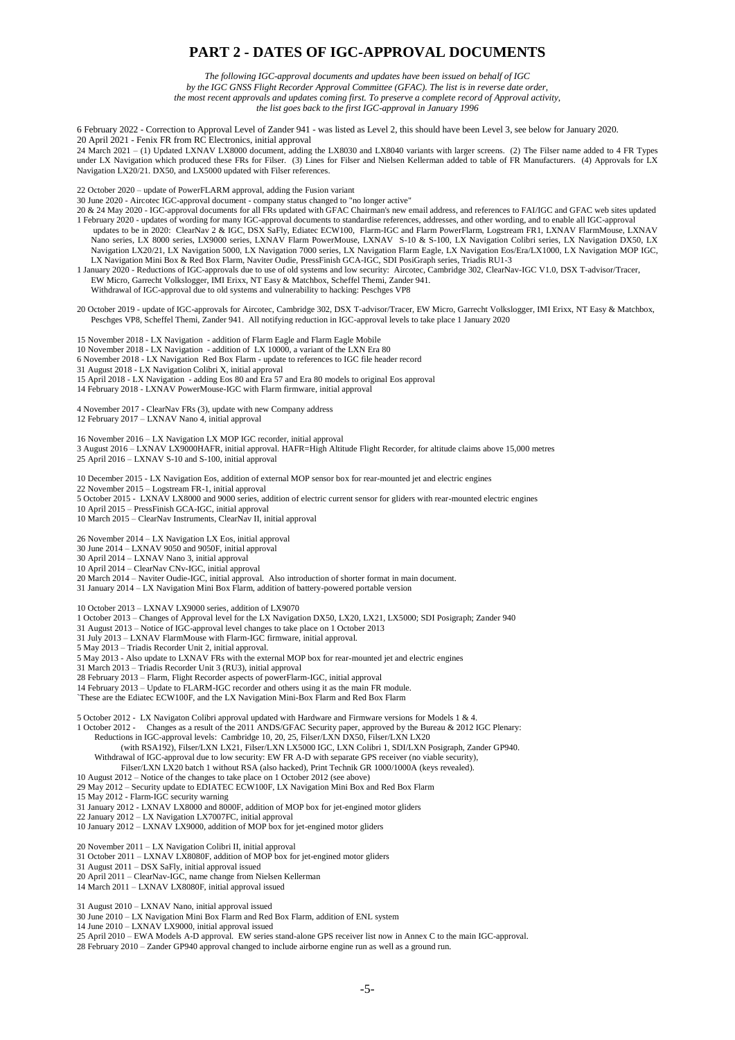# PART 2 - DATES OF IGC-APPROVAL DOCUMENTS

*The following IGC-approval documents and updates have been issued on behalf of IGC by the IGC GNSS Flight Recorder Approval Committee (GFAC). The list is in reverse date order, the most recent approvals and updates coming first. To preserve a complete record of Approval activity, the list goes back to the first IGC-approval in January 1996*

6 February 2022 - Correction to Approval Level of Zander 941 - was listed as Level 2, this should have been Level 3, see below for January 2020.
20 April 2021 - Fenix FR from RC Electronics, initial approval
24 March 2021 – (1) Updated LXNAV LX8000 document, adding the LX8030 and LX8040 variants with larger screens. (2) The Filser name added to 4 FR Types under LX Navigation which produced these FRs for Filser. (3) Lines for Filser and Nielsen Kellerman added to table of FR Manufacturers. (4) Approvals for LX Navigation LX20/21. DX50, and LX5000 updated with Filser references.

22 October 2020 – update of PowerFLARM approval, adding the Fusion variant
30 June 2020 - Aircotec IGC-approval document - company status changed to "no longer active"
20 & 24 May 2020 - IGC-approval documents for all FRs updated with GFAC Chairman's new email address, and references to FAI/IGC and GFAC web sites updated
1 February 2020 - updates of wording for many IGC-approval documents to standardise references, addresses, and other wording, and to enable all IGC-approval updates to be in 2020: ClearNav 2 & IGC, DSX SaFly, Ediatec ECW100, Flarm-IGC and Flarm PowerFlarm, Logstream FR1, LXNAV FlarmMouse, LXNAV Nano series, LX 8000 series, LX9000 series, LXNAV Flarm PowerMouse, LXNAV S-10 & S-100, LX Navigation Colibri series, LX Navigation DX50, LX Navigation LX20/21, LX Navigation 5000, LX Navigation 7000 series, LX Navigation Flarm Eagle, LX Navigation Eos/Era/LX1000, LX Navigation MOP IGC, LX Navigation Mini Box & Red Box Flarm, Naviter Oudie, PressFinish GCA-IGC, SDI PosiGraph series, Triadis RU1-3
1 January 2020 - Reductions of IGC-approvals due to use of old systems and low security: Aircotec, Cambridge 302, ClearNav-IGC V1.0, DSX T-advisor/Tracer, EW Micro, Garrecht Volkslogger, IMI Erixx, NT Easy & Matchbox, Scheffel Themi, Zander 941.
Withdrawal of IGC-approval due to old systems and vulnerability to hacking: Peschges VP8

20 October 2019 - update of IGC-approvals for Aircotec, Cambridge 302, DSX T-advisor/Tracer, EW Micro, Garrecht Volkslogger, IMI Erixx, NT Easy & Matchbox, Peschges VP8, Scheffel Themi, Zander 941. All notifying reduction in IGC-approval levels to take place 1 January 2020

15 November 2018 - LX Navigation - addition of Flarm Eagle and Flarm Eagle Mobile
10 November 2018 - LX Navigation - addition of LX 10000, a variant of the LXN Era 80
6 November 2018 - LX Navigation Red Box Flarm - update to references to IGC file header record
31 August 2018 - LX Navigation Colibri X, initial approval
15 April 2018 - LX Navigation - adding Eos 80 and Era 57 and Era 80 models to original Eos approval
14 February 2018 - LXNAV PowerMouse-IGC with Flarm firmware, initial approval

4 November 2017 - ClearNav FRs (3), update with new Company address
12 February 2017 – LXNAV Nano 4, initial approval

16 November 2016 – LX Navigation LX MOP IGC recorder, initial approval
3 August 2016 – LXNAV LX9000HAFR, initial approval. HAFR=High Altitude Flight Recorder, for altitude claims above 15,000 metres
25 April 2016 – LXNAV S-10 and S-100, initial approval

10 December 2015 - LX Navigation Eos, addition of external MOP sensor box for rear-mounted jet and electric engines
22 November 2015 – Logstream FR-1, initial approval
5 October 2015 - LXNAV LX8000 and 9000 series, addition of electric current sensor for gliders with rear-mounted electric engines
10 April 2015 – PressFinish GCA-IGC, initial approval
10 March 2015 – ClearNav Instruments, ClearNav II, initial approval

26 November 2014 – LX Navigation LX Eos, initial approval
30 June 2014 – LXNAV 9050 and 9050F, initial approval
30 April 2014 – LXNAV Nano 3, initial approval
10 April 2014 – ClearNav CNv-IGC, initial approval
20 March 2014 – Naviter Oudie-IGC, initial approval. Also introduction of shorter format in main document.
31 January 2014 – LX Navigation Mini Box Flarm, addition of battery-powered portable version

10 October 2013 – LXNAV LX9000 series, addition of LX9070
1 October 2013 – Changes of Approval level for the LX Navigation DX50, LX20, LX21, LX5000; SDI Posigraph; Zander 940
31 August 2013 – Notice of IGC-approval level changes to take place on 1 October 2013
31 July 2013 – LXNAV FlarmMouse with Flarm-IGC firmware, initial approval.
5 May 2013 – Triadis Recorder Unit 2, initial approval.
5 May 2013 - Also update to LXNAV FRs with the external MOP box for rear-mounted jet and electric engines
31 March 2013 – Triadis Recorder Unit 3 (RU3), initial approval
28 February 2013 – Flarm, Flight Recorder aspects of powerFlarm-IGC, initial approval
14 February 2013 – Update to FLARM-IGC recorder and others using it as the main FR module.
`These are the Ediatec ECW100F, and the LX Navigation Mini-Box Flarm and Red Box Flarm

5 October 2012 - LX Navigaton Colibri approval updated with Hardware and Firmware versions for Models 1 & 4.
1 October 2012 - Changes as a result of the 2011 ANDS/GFAC Security paper, approved by the Bureau & 2012 IGC Plenary:
Reductions in IGC-approval levels: Cambridge 10, 20, 25, Filser/LXN DX50, Filser/LXN LX20 (with RSA192), Filser/LXN LX21, Filser/LXN LX5000 IGC, LXN Colibri 1, SDI/LXN Posigraph, Zander GP940.
Withdrawal of IGC-approval due to low security: EW FR A-D with separate GPS receiver (no viable security), Filser/LXN LX20 batch 1 without RSA (also hacked), Print Technik GR 1000/1000A (keys revealed).
10 August 2012 – Notice of the changes to take place on 1 October 2012 (see above)
29 May 2012 – Security update to EDIATEC ECW100F, LX Navigation Mini Box and Red Box Flarm
15 May 2012 - Flarm-IGC security warning
31 January 2012 - LXNAV LX8000 and 8000F, addition of MOP box for jet-engined motor gliders
22 January 2012 – LX Navigation LX7007FC, initial approval
10 January 2012 – LXNAV LX9000, addition of MOP box for jet-engined motor gliders

20 November 2011 – LX Navigation Colibri II, initial approval
31 October 2011 – LXNAV LX8080F, addition of MOP box for jet-engined motor gliders
31 August 2011 – DSX SaFly, initial approval issued
20 April 2011 – ClearNav-IGC, name change from Nielsen Kellerman
14 March 2011 – LXNAV LX8080F, initial approval issued

31 August 2010 – LXNAV Nano, initial approval issued
30 June 2010 – LX Navigation Mini Box Flarm and Red Box Flarm, addition of ENL system
14 June 2010 – LXNAV LX9000, initial approval issued
25 April 2010 – EWA Models A-D approval. EW series stand-alone GPS receiver list now in Annex C to the main IGC-approval.
28 February 2010 – Zander GP940 approval changed to include airborne engine run as well as a ground run.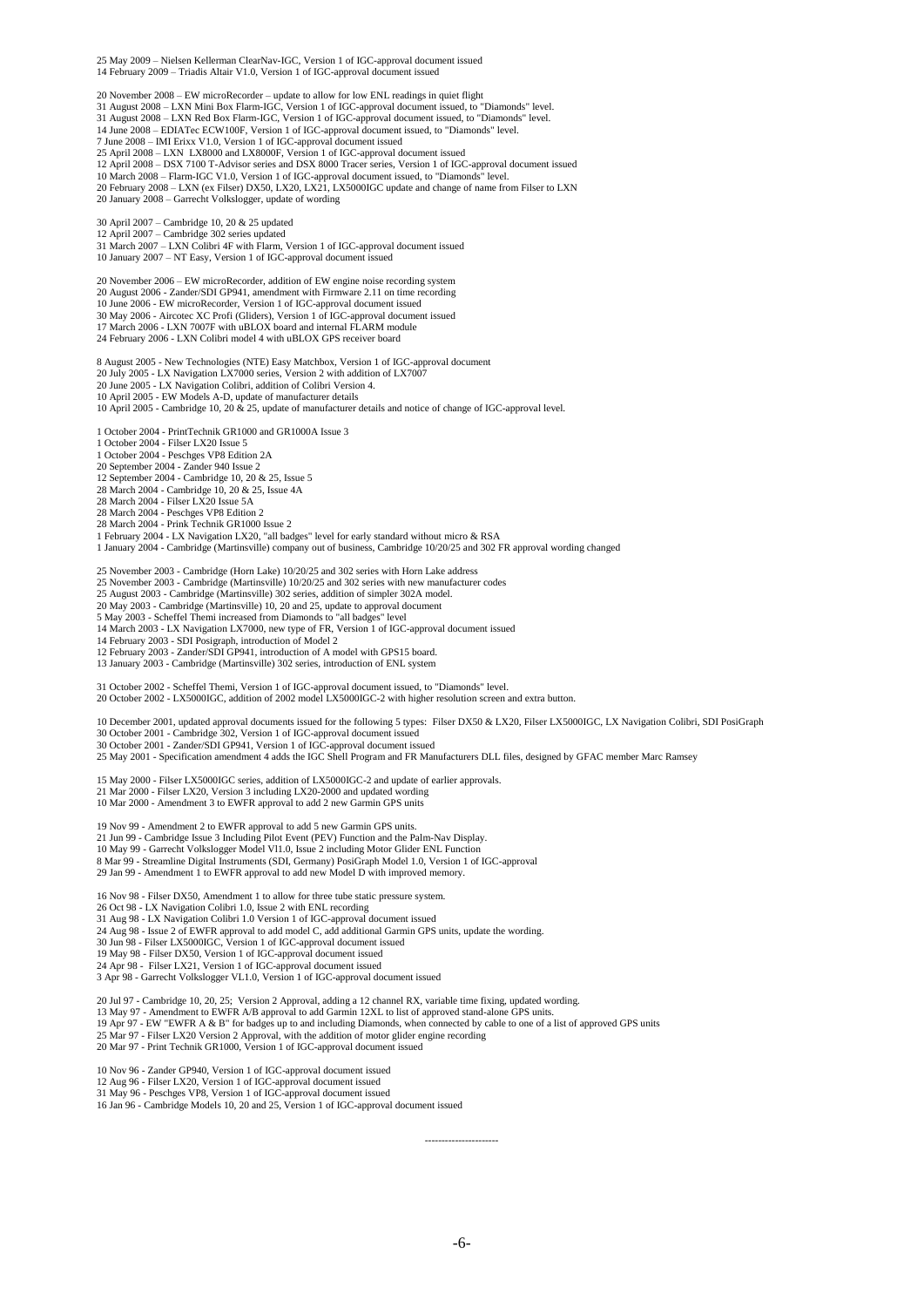25 May 2009 – Nielsen Kellerman ClearNav-IGC, Version 1 of IGC-approval document issued
14 February 2009 – Triadis Altair V1.0, Version 1 of IGC-approval document issued

20 November 2008 – EW microRecorder – update to allow for low ENL readings in quiet flight
31 August 2008 – LXN Mini Box Flarm-IGC, Version 1 of IGC-approval document issued, to "Diamonds" level.
31 August 2008 – LXN Red Box Flarm-IGC, Version 1 of IGC-approval document issued, to "Diamonds" level.
14 June 2008 – EDIATec ECW100F, Version 1 of IGC-approval document issued, to "Diamonds" level.
7 June 2008 – IMI Erixx V1.0, Version 1 of IGC-approval document issued
25 April 2008 – LXN LX8000 and LX8000F, Version 1 of IGC-approval document issued
12 April 2008 – DSX 7100 T-Advisor series and DSX 8000 Tracer series, Version 1 of IGC-approval document issued
10 March 2008 – Flarm-IGC V1.0, Version 1 of IGC-approval document issued, to "Diamonds" level.
20 February 2008 – LXN (ex Filser) DX50, LX20, LX21, LX5000IGC update and change of name from Filser to LXN
20 January 2008 – Garrecht Volkslogger, update of wording

30 April 2007 – Cambridge 10, 20 & 25 updated
12 April 2007 – Cambridge 302 series updated
31 March 2007 – LXN Colibri 4F with Flarm, Version 1 of IGC-approval document issued
10 January 2007 – NT Easy, Version 1 of IGC-approval document issued

20 November 2006 – EW microRecorder, addition of EW engine noise recording system
20 August 2006 - Zander/SDI GP941, amendment with Firmware 2.11 on time recording
10 June 2006 - EW microRecorder, Version 1 of IGC-approval document issued
30 May 2006 - Aircotec XC Profi (Gliders), Version 1 of IGC-approval document issued
17 March 2006 - LXN 7007F with uBLOX board and internal FLARM module
24 February 2006 - LXN Colibri model 4 with uBLOX GPS receiver board

8 August 2005 - New Technologies (NTE) Easy Matchbox, Version 1 of IGC-approval document
20 July 2005 - LX Navigation LX7000 series, Version 2 with addition of LX7007
20 June 2005 - LX Navigation Colibri, addition of Colibri Version 4.
10 April 2005 - EW Models A-D, update of manufacturer details
10 April 2005 - Cambridge 10, 20 & 25, update of manufacturer details and notice of change of IGC-approval level.

1 October 2004 - PrintTechnik GR1000 and GR1000A Issue 3
1 October 2004 - Filser LX20 Issue 5
1 October 2004 - Peschges VP8 Edition 2A
20 September 2004 - Zander 940 Issue 2
12 September 2004 - Cambridge 10, 20 & 25, Issue 5
28 March 2004 - Cambridge 10, 20 & 25, Issue 4A
28 March 2004 - Filser LX20 Issue 5A
28 March 2004 - Peschges VP8 Edition 2
28 March 2004 - Prink Technik GR1000 Issue 2
1 February 2004 - LX Navigation LX20, "all badges" level for early standard without micro & RSA
1 January 2004 - Cambridge (Martinsville) company out of business, Cambridge 10/20/25 and 302 FR approval wording changed

25 November 2003 - Cambridge (Horn Lake) 10/20/25 and 302 series with Horn Lake address
25 November 2003 - Cambridge (Martinsville) 10/20/25 and 302 series with new manufacturer codes
25 August 2003 - Cambridge (Martinsville) 302 series, addition of simpler 302A model.
20 May 2003 - Cambridge (Martinsville) 10, 20 and 25, update to approval document
5 May 2003 - Scheffel Themi increased from Diamonds to "all badges" level
14 March 2003 - LX Navigation LX7000, new type of FR, Version 1 of IGC-approval document issued
14 February 2003 - SDI Posigraph, introduction of Model 2
12 February 2003 - Zander/SDI GP941, introduction of A model with GPS15 board.
13 January 2003 - Cambridge (Martinsville) 302 series, introduction of ENL system

31 October 2002 - Scheffel Themi, Version 1 of IGC-approval document issued, to "Diamonds" level.
20 October 2002 - LX5000IGC, addition of 2002 model LX5000IGC-2 with higher resolution screen and extra button.

10 December 2001, updated approval documents issued for the following 5 types: Filser DX50 & LX20, Filser LX5000IGC, LX Navigation Colibri, SDI PosiGraph
30 October 2001 - Cambridge 302, Version 1 of IGC-approval document issued
30 October 2001 - Zander/SDI GP941, Version 1 of IGC-approval document issued
25 May 2001 - Specification amendment 4 adds the IGC Shell Program and FR Manufacturers DLL files, designed by GFAC member Marc Ramsey

15 May 2000 - Filser LX5000IGC series, addition of LX5000IGC-2 and update of earlier approvals.
21 Mar 2000 - Filser LX20, Version 3 including LX20-2000 and updated wording
10 Mar 2000 - Amendment 3 to EWFR approval to add 2 new Garmin GPS units

19 Nov 99 - Amendment 2 to EWFR approval to add 5 new Garmin GPS units.
21 Jun 99 - Cambridge Issue 3 Including Pilot Event (PEV) Function and the Palm-Nav Display.
10 May 99 - Garrecht Volkslogger Model Vl1.0, Issue 2 including Motor Glider ENL Function
8 Mar 99 - Streamline Digital Instruments (SDI, Germany) PosiGraph Model 1.0, Version 1 of IGC-approval
29 Jan 99 - Amendment 1 to EWFR approval to add new Model D with improved memory.

16 Nov 98 - Filser DX50, Amendment 1 to allow for three tube static pressure system.
26 Oct 98 - LX Navigation Colibri 1.0, Issue 2 with ENL recording
31 Aug 98 - LX Navigation Colibri 1.0 Version 1 of IGC-approval document issued
24 Aug 98 - Issue 2 of EWFR approval to add model C, add additional Garmin GPS units, update the wording.
30 Jun 98 - Filser LX5000IGC, Version 1 of IGC-approval document issued
19 May 98 - Filser DX50, Version 1 of IGC-approval document issued
24 Apr 98 - Filser LX21, Version 1 of IGC-approval document issued
3 Apr 98 - Garrecht Volkslogger VL1.0, Version 1 of IGC-approval document issued

20 Jul 97 - Cambridge 10, 20, 25; Version 2 Approval, adding a 12 channel RX, variable time fixing, updated wording.
13 May 97 - Amendment to EWFR A/B approval to add Garmin 12XL to list of approved stand-alone GPS units.
19 Apr 97 - EW "EWFR A & B" for badges up to and including Diamonds, when connected by cable to one of a list of approved GPS units
25 Mar 97 - Filser LX20 Version 2 Approval, with the addition of motor glider engine recording
20 Mar 97 - Print Technik GR1000, Version 1 of IGC-approval document issued

10 Nov 96 - Zander GP940, Version 1 of IGC-approval document issued
12 Aug 96 - Filser LX20, Version 1 of IGC-approval document issued
31 May 96 - Peschges VP8, Version 1 of IGC-approval document issued
16 Jan 96 - Cambridge Models 10, 20 and 25, Version 1 of IGC-approval document issued

---------------------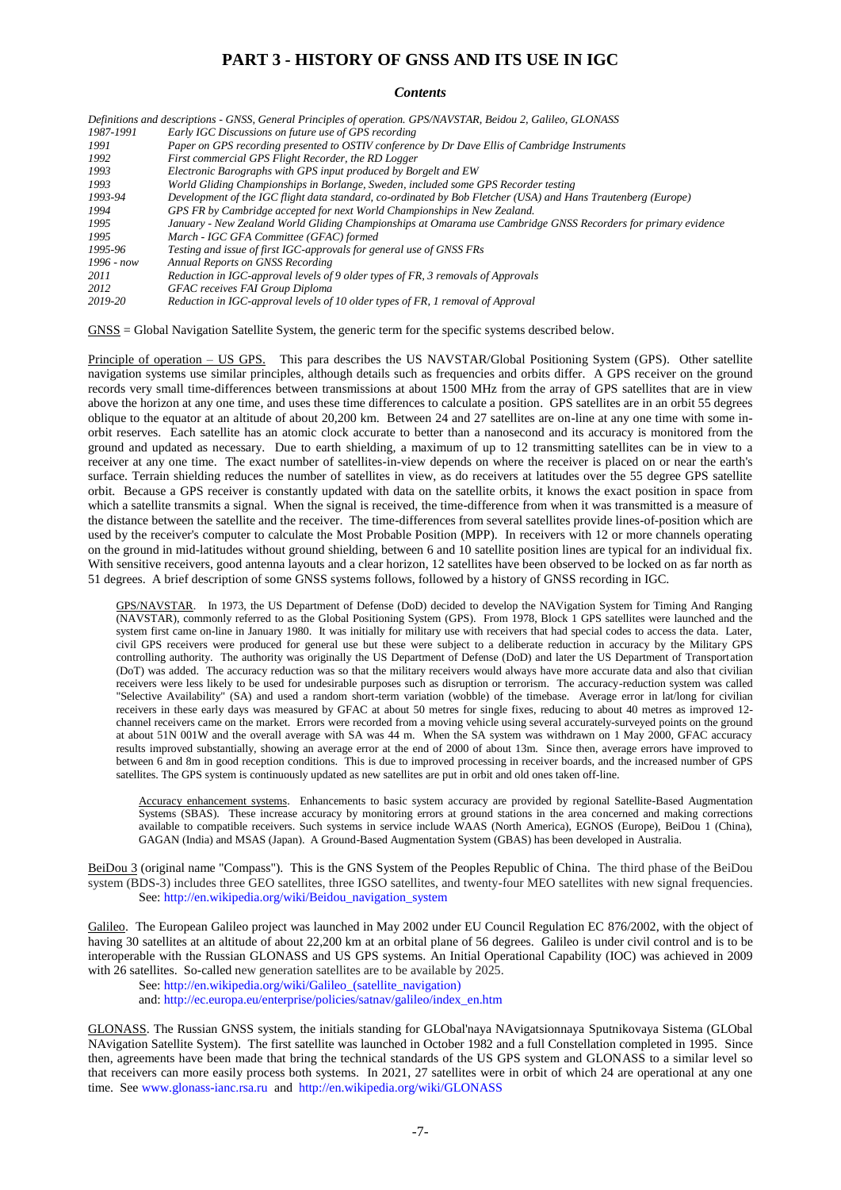# PART 3 - HISTORY OF GNSS AND ITS USE IN IGC

### *Contents*

*Definitions and descriptions - GNSS, General Principles of operation. GPS/NAVSTAR, Beidou 2, Galileo, GLONASS*

| | |
|---|---|
| *1987-1991* | *Early IGC Discussions on future use of GPS recording* |
| *1991* | *Paper on GPS recording presented to OSTIV conference by Dr Dave Ellis of Cambridge Instruments* |
| *1992* | *First commercial GPS Flight Recorder, the RD Logger* |
| *1993* | *Electronic Barographs with GPS input produced by Borgelt and EW* |
| *1993* | *World Gliding Championships in Borlange, Sweden, included some GPS Recorder testing* |
| *1993-94* | *Development of the IGC flight data standard, co-ordinated by Bob Fletcher (USA) and Hans Trautenberg (Europe)* |
| *1994* | *GPS FR by Cambridge accepted for next World Championships in New Zealand.* |
| *1995* | *January - New Zealand World Gliding Championships at Omarama use Cambridge GNSS Recorders for primary evidence* |
| *1995* | *March - IGC GFA Committee (GFAC) formed* |
| *1995-96* | *Testing and issue of first IGC-approvals for general use of GNSS FRs* |
| *1996 - now* | *Annual Reports on GNSS Recording* |
| *2011* | *Reduction in IGC-approval levels of 9 older types of FR, 3 removals of Approvals* |
| *2012* | *GFAC receives FAI Group Diploma* |
| *2019-20* | *Reduction in IGC-approval levels of 10 older types of FR, 1 removal of Approval* |

GNSS = Global Navigation Satellite System, the generic term for the specific systems described below.

Principle of operation – US GPS. This para describes the US NAVSTAR/Global Positioning System (GPS). Other satellite navigation systems use similar principles, although details such as frequencies and orbits differ. A GPS receiver on the ground records very small time-differences between transmissions at about 1500 MHz from the array of GPS satellites that are in view above the horizon at any one time, and uses these time differences to calculate a position. GPS satellites are in an orbit 55 degrees oblique to the equator at an altitude of about 20,200 km. Between 24 and 27 satellites are on-line at any one time with some in-orbit reserves. Each satellite has an atomic clock accurate to better than a nanosecond and its accuracy is monitored from the ground and updated as necessary. Due to earth shielding, a maximum of up to 12 transmitting satellites can be in view to a receiver at any one time. The exact number of satellites-in-view depends on where the receiver is placed on or near the earth's surface. Terrain shielding reduces the number of satellites in view, as do receivers at latitudes over the 55 degree GPS satellite orbit. Because a GPS receiver is constantly updated with data on the satellite orbits, it knows the exact position in space from which a satellite transmits a signal. When the signal is received, the time-difference from when it was transmitted is a measure of the distance between the satellite and the receiver. The time-differences from several satellites provide lines-of-position which are used by the receiver's computer to calculate the Most Probable Position (MPP). In receivers with 12 or more channels operating on the ground in mid-latitudes without ground shielding, between 6 and 10 satellite position lines are typical for an individual fix. With sensitive receivers, good antenna layouts and a clear horizon, 12 satellites have been observed to be locked on as far north as 51 degrees. A brief description of some GNSS systems follows, followed by a history of GNSS recording in IGC.

> GPS/NAVSTAR. In 1973, the US Department of Defense (DoD) decided to develop the NAVigation System for Timing And Ranging (NAVSTAR), commonly referred to as the Global Positioning System (GPS). From 1978, Block 1 GPS satellites were launched and the system first came on-line in January 1980. It was initially for military use with receivers that had special codes to access the data. Later, civil GPS receivers were produced for general use but these were subject to a deliberate reduction in accuracy by the Military GPS controlling authority. The authority was originally the US Department of Defense (DoD) and later the US Department of Transportation (DoT) was added. The accuracy reduction was so that the military receivers would always have more accurate data and also that civilian receivers were less likely to be used for undesirable purposes such as disruption or terrorism. The accuracy-reduction system was called "Selective Availability" (SA) and used a random short-term variation (wobble) of the timebase. Average error in lat/long for civilian receivers in these early days was measured by GFAC at about 50 metres for single fixes, reducing to about 40 metres as improved 12-channel receivers came on the market. Errors were recorded from a moving vehicle using several accurately-surveyed points on the ground at about 51N 001W and the overall average with SA was 44 m. When the SA system was withdrawn on 1 May 2000, GFAC accuracy results improved substantially, showing an average error at the end of 2000 of about 13m. Since then, average errors have improved to between 6 and 8m in good reception conditions. This is due to improved processing in receiver boards, and the increased number of GPS satellites. The GPS system is continuously updated as new satellites are put in orbit and old ones taken off-line.
>
> Accuracy enhancement systems. Enhancements to basic system accuracy are provided by regional Satellite-Based Augmentation Systems (SBAS). These increase accuracy by monitoring errors at ground stations in the area concerned and making corrections available to compatible receivers. Such systems in service include WAAS (North America), EGNOS (Europe), BeiDou 1 (China), GAGAN (India) and MSAS (Japan). A Ground-Based Augmentation System (GBAS) has been developed in Australia.

BeiDou 3 (original name "Compass"). This is the GNS System of the Peoples Republic of China. The third phase of the BeiDou system (BDS-3) includes three GEO satellites, three IGSO satellites, and twenty-four MEO satellites with new signal frequencies. See: http://en.wikipedia.org/wiki/Beidou_navigation_system

Galileo. The European Galileo project was launched in May 2002 under EU Council Regulation EC 876/2002, with the object of having 30 satellites at an altitude of about 22,200 km at an orbital plane of 56 degrees. Galileo is under civil control and is to be interoperable with the Russian GLONASS and US GPS systems. An Initial Operational Capability (IOC) was achieved in 2009 with 26 satellites. So-called new generation satellites are to be available by 2025.

See: http://en.wikipedia.org/wiki/Galileo_(satellite_navigation)
and: http://ec.europa.eu/enterprise/policies/satnav/galileo/index_en.htm

GLONASS. The Russian GNSS system, the initials standing for GLObal'naya NAvigatsionnaya Sputnikovaya Sistema (GLObal NAvigation Satellite System). The first satellite was launched in October 1982 and a full Constellation completed in 1995. Since then, agreements have been made that bring the technical standards of the US GPS system and GLONASS to a similar level so that receivers can more easily process both systems. In 2021, 27 satellites were in orbit of which 24 are operational at any one time. See www.glonass-iianc.rsa.ru and http://en.wikipedia.org/wiki/GLONASS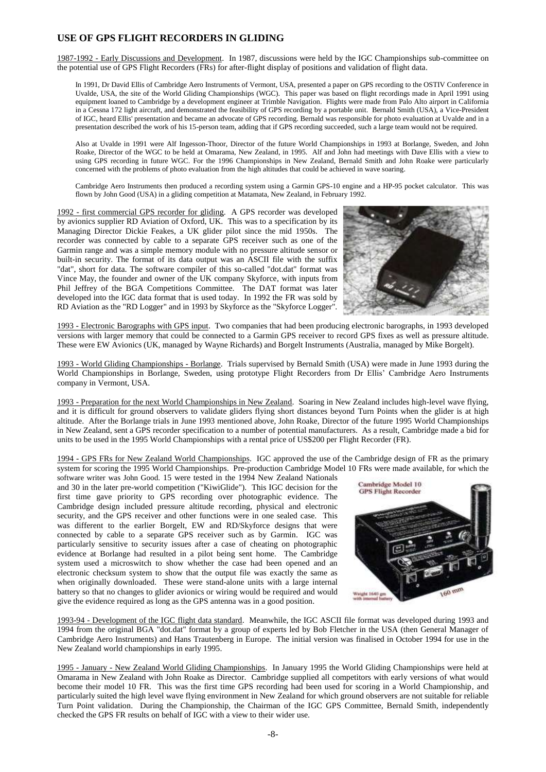## USE OF GPS FLIGHT RECORDERS IN GLIDING

1987-1992 - Early Discussions and Development. In 1987, discussions were held by the IGC Championships sub-committee on the potential use of GPS Flight Recorders (FRs) for after-flight display of positions and validation of flight data.

In 1991, Dr David Ellis of Cambridge Aero Instruments of Vermont, USA, presented a paper on GPS recording to the OSTIV Conference in Uvalde, USA, the site of the World Gliding Championships (WGC). This paper was based on flight recordings made in April 1991 using equipment loaned to Cambridge by a development engineer at Trimble Navigation. Flights were made from Palo Alto airport in California in a Cessna 172 light aircraft, and demonstrated the feasibility of GPS recording by a portable unit. Bernald Smith (USA), a Vice-President of IGC, heard Ellis' presentation and became an advocate of GPS recording. Bernald was responsible for photo evaluation at Uvalde and in a presentation described the work of his 15-person team, adding that if GPS recording succeeded, such a large team would not be required.

Also at Uvalde in 1991 were Alf Ingesson-Thoor, Director of the future World Championships in 1993 at Borlange, Sweden, and John Roake, Director of the WGC to be held at Omarama, New Zealand, in 1995. Alf and John had meetings with Dave Ellis with a view to using GPS recording in future WGC. For the 1996 Championships in New Zealand, Bernald Smith and John Roake were particularly concerned with the problems of photo evaluation from the high altitudes that could be achieved in wave soaring.

Cambridge Aero Instruments then produced a recording system using a Garmin GPS-10 engine and a HP-95 pocket calculator. This was flown by John Good (USA) in a gliding competition at Matamata, New Zealand, in February 1992.

1992 - first commercial GPS recorder for gliding. A GPS recorder was developed by avionics supplier RD Aviation of Oxford, UK. This was to a specification by its Managing Director Dickie Feakes, a UK glider pilot since the mid 1950s. The recorder was connected by cable to a separate GPS receiver such as one of the Garmin range and was a simple memory module with no pressure altitude sensor or built-in security. The format of its data output was an ASCII file with the suffix "dat", short for data. The software compiler of this so-called "dot.dat" format was Vince May, the founder and owner of the UK company Skyforce, with inputs from Phil Jeffrey of the BGA Competitions Committee. The DAT format was later developed into the IGC data format that is used today. In 1992 the FR was sold by RD Aviation as the "RD Logger" and in 1993 by Skyforce as the "Skyforce Logger".

1993 - Electronic Barographs with GPS input. Two companies that had been producing electronic barographs, in 1993 developed versions with larger memory that could be connected to a Garmin GPS receiver to record GPS fixes as well as pressure altitude. These were EW Avionics (UK, managed by Wayne Richards) and Borgelt Instruments (Australia, managed by Mike Borgelt).

1993 - World Gliding Championships - Borlange. Trials supervised by Bernald Smith (USA) were made in June 1993 during the World Championships in Borlange, Sweden, using prototype Flight Recorders from Dr Ellis' Cambridge Aero Instruments company in Vermont, USA.

1993 - Preparation for the next World Championships in New Zealand. Soaring in New Zealand includes high-level wave flying, and it is difficult for ground observers to validate gliders flying short distances beyond Turn Points when the glider is at high altitude. After the Borlange trials in June 1993 mentioned above, John Roake, Director of the future 1995 World Championships in New Zealand, sent a GPS recorder specification to a number of potential manufacturers. As a result, Cambridge made a bid for units to be used in the 1995 World Championships with a rental price of US$200 per Flight Recorder (FR).

1994 - GPS FRs for New Zealand World Championships. IGC approved the use of the Cambridge design of FR as the primary system for scoring the 1995 World Championships. Pre-production Cambridge Model 10 FRs were made available, for which the software writer was John Good. 15 were tested in the 1994 New Zealand Nationals and 30 in the later pre-world competition ("KiwiGlide"). This IGC decision for the first time gave priority to GPS recording over photographic evidence. The Cambridge design included pressure altitude recording, physical and electronic security, and the GPS receiver and other functions were in one sealed case. This was different to the earlier Borgelt, EW and RD/Skyforce designs that were connected by cable to a separate GPS receiver such as by Garmin. IGC was particularly sensitive to security issues after a case of cheating on photographic evidence at Borlange had resulted in a pilot being sent home. The Cambridge system used a microswitch to show whether the case had been opened and an electronic checksum system to show that the output file was exactly the same as when originally downloaded. These were stand-alone units with a large internal battery so that no changes to glider avionics or wiring would be required and would give the evidence required as long as the GPS antenna was in a good position.

Cambridge Model 10 GPS Flight Recorder

Weight 1640 gm with internal battery — 160 mm

1993-94 - Development of the IGC flight data standard. Meanwhile, the IGC ASCII file format was developed during 1993 and 1994 from the original BGA "dot.dat" format by a group of experts led by Bob Fletcher in the USA (then General Manager of Cambridge Aero Instruments) and Hans Trautenberg in Europe. The initial version was finalised in October 1994 for use in the New Zealand world championships in early 1995.

1995 - January - New Zealand World Gliding Championships. In January 1995 the World Gliding Championships were held at Omarama in New Zealand with John Roake as Director. Cambridge supplied all competitors with early versions of what would become their model 10 FR. This was the first time GPS recording had been used for scoring in a World Championship, and particularly suited the high level wave flying environment in New Zealand for which ground observers are not suitable for reliable Turn Point validation. During the Championship, the Chairman of the IGC GPS Committee, Bernald Smith, independently checked the GPS FR results on behalf of IGC with a view to their wider use.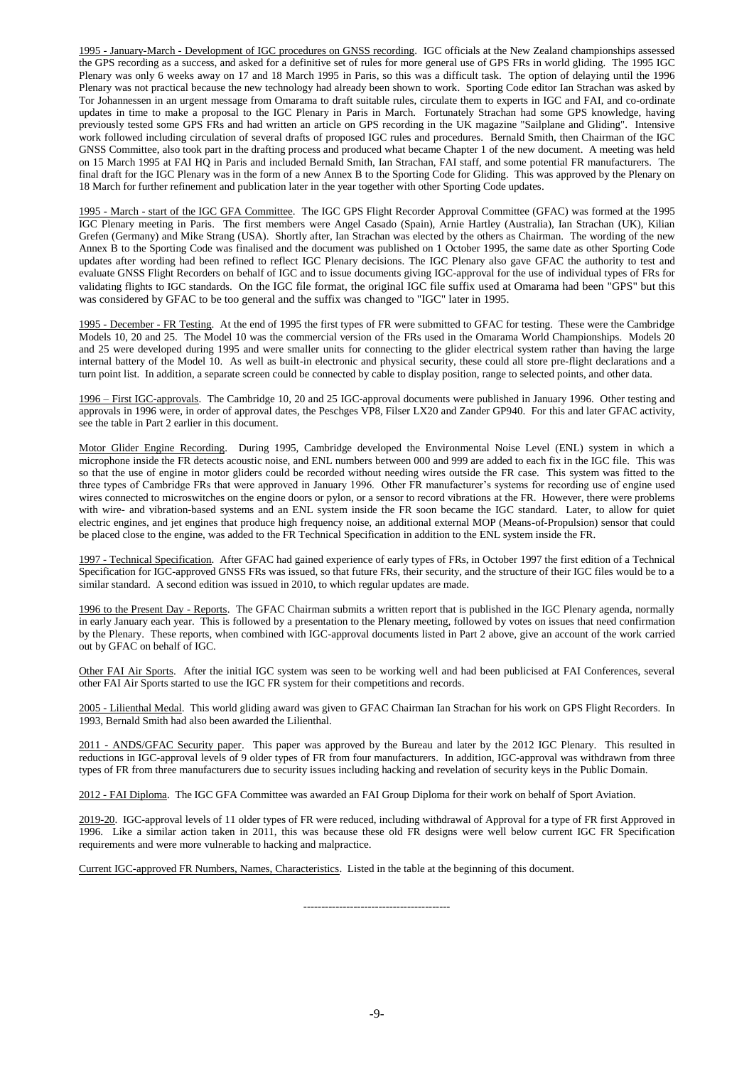1995 - January-March - Development of IGC procedures on GNSS recording. IGC officials at the New Zealand championships assessed the GPS recording as a success, and asked for a definitive set of rules for more general use of GPS FRs in world gliding. The 1995 IGC Plenary was only 6 weeks away on 17 and 18 March 1995 in Paris, so this was a difficult task. The option of delaying until the 1996 Plenary was not practical because the new technology had already been shown to work. Sporting Code editor Ian Strachan was asked by Tor Johannessen in an urgent message from Omarama to draft suitable rules, circulate them to experts in IGC and FAI, and co-ordinate updates in time to make a proposal to the IGC Plenary in Paris in March. Fortunately Strachan had some GPS knowledge, having previously tested some GPS FRs and had written an article on GPS recording in the UK magazine "Sailplane and Gliding". Intensive work followed including circulation of several drafts of proposed IGC rules and procedures. Bernald Smith, then Chairman of the IGC GNSS Committee, also took part in the drafting process and produced what became Chapter 1 of the new document. A meeting was held on 15 March 1995 at FAI HQ in Paris and included Bernald Smith, Ian Strachan, FAI staff, and some potential FR manufacturers. The final draft for the IGC Plenary was in the form of a new Annex B to the Sporting Code for Gliding. This was approved by the Plenary on 18 March for further refinement and publication later in the year together with other Sporting Code updates.

1995 - March - start of the IGC GFA Committee. The IGC GPS Flight Recorder Approval Committee (GFAC) was formed at the 1995 IGC Plenary meeting in Paris. The first members were Angel Casado (Spain), Arnie Hartley (Australia), Ian Strachan (UK), Kilian Grefen (Germany) and Mike Strang (USA). Shortly after, Ian Strachan was elected by the others as Chairman. The wording of the new Annex B to the Sporting Code was finalised and the document was published on 1 October 1995, the same date as other Sporting Code updates after wording had been refined to reflect IGC Plenary decisions. The IGC Plenary also gave GFAC the authority to test and evaluate GNSS Flight Recorders on behalf of IGC and to issue documents giving IGC-approval for the use of individual types of FRs for validating flights to IGC standards. On the IGC file format, the original IGC file suffix used at Omarama had been "GPS" but this was considered by GFAC to be too general and the suffix was changed to "IGC" later in 1995.

1995 - December - FR Testing. At the end of 1995 the first types of FR were submitted to GFAC for testing. These were the Cambridge Models 10, 20 and 25. The Model 10 was the commercial version of the FRs used in the Omarama World Championships. Models 20 and 25 were developed during 1995 and were smaller units for connecting to the glider electrical system rather than having the large internal battery of the Model 10. As well as built-in electronic and physical security, these could all store pre-flight declarations and a turn point list. In addition, a separate screen could be connected by cable to display position, range to selected points, and other data.

1996 – First IGC-approvals. The Cambridge 10, 20 and 25 IGC-approval documents were published in January 1996. Other testing and approvals in 1996 were, in order of approval dates, the Peschges VP8, Filser LX20 and Zander GP940. For this and later GFAC activity, see the table in Part 2 earlier in this document.

Motor Glider Engine Recording. During 1995, Cambridge developed the Environmental Noise Level (ENL) system in which a microphone inside the FR detects acoustic noise, and ENL numbers between 000 and 999 are added to each fix in the IGC file. This was so that the use of engine in motor gliders could be recorded without needing wires outside the FR case. This system was fitted to the three types of Cambridge FRs that were approved in January 1996. Other FR manufacturer's systems for recording use of engine used wires connected to microswitches on the engine doors or pylon, or a sensor to record vibrations at the FR. However, there were problems with wire- and vibration-based systems and an ENL system inside the FR soon became the IGC standard. Later, to allow for quiet electric engines, and jet engines that produce high frequency noise, an additional external MOP (Means-of-Propulsion) sensor that could be placed close to the engine, was added to the FR Technical Specification in addition to the ENL system inside the FR.

1997 - Technical Specification. After GFAC had gained experience of early types of FRs, in October 1997 the first edition of a Technical Specification for IGC-approved GNSS FRs was issued, so that future FRs, their security, and the structure of their IGC files would be to a similar standard. A second edition was issued in 2010, to which regular updates are made.

1996 to the Present Day - Reports. The GFAC Chairman submits a written report that is published in the IGC Plenary agenda, normally in early January each year. This is followed by a presentation to the Plenary meeting, followed by votes on issues that need confirmation by the Plenary. These reports, when combined with IGC-approval documents listed in Part 2 above, give an account of the work carried out by GFAC on behalf of IGC.

Other FAI Air Sports. After the initial IGC system was seen to be working well and had been publicised at FAI Conferences, several other FAI Air Sports started to use the IGC FR system for their competitions and records.

2005 - Lilienthal Medal. This world gliding award was given to GFAC Chairman Ian Strachan for his work on GPS Flight Recorders. In 1993, Bernald Smith had also been awarded the Lilienthal.

2011 - ANDS/GFAC Security paper. This paper was approved by the Bureau and later by the 2012 IGC Plenary. This resulted in reductions in IGC-approval levels of 9 older types of FR from four manufacturers. In addition, IGC-approval was withdrawn from three types of FR from three manufacturers due to security issues including hacking and revelation of security keys in the Public Domain.

2012 - FAI Diploma. The IGC GFA Committee was awarded an FAI Group Diploma for their work on behalf of Sport Aviation.

2019-20. IGC-approval levels of 11 older types of FR were reduced, including withdrawal of Approval for a type of FR first Approved in 1996. Like a similar action taken in 2011, this was because these old FR designs were well below current IGC FR Specification requirements and were more vulnerable to hacking and malpractice.

Current IGC-approved FR Numbers, Names, Characteristics. Listed in the table at the beginning of this document.

----------------------------------------